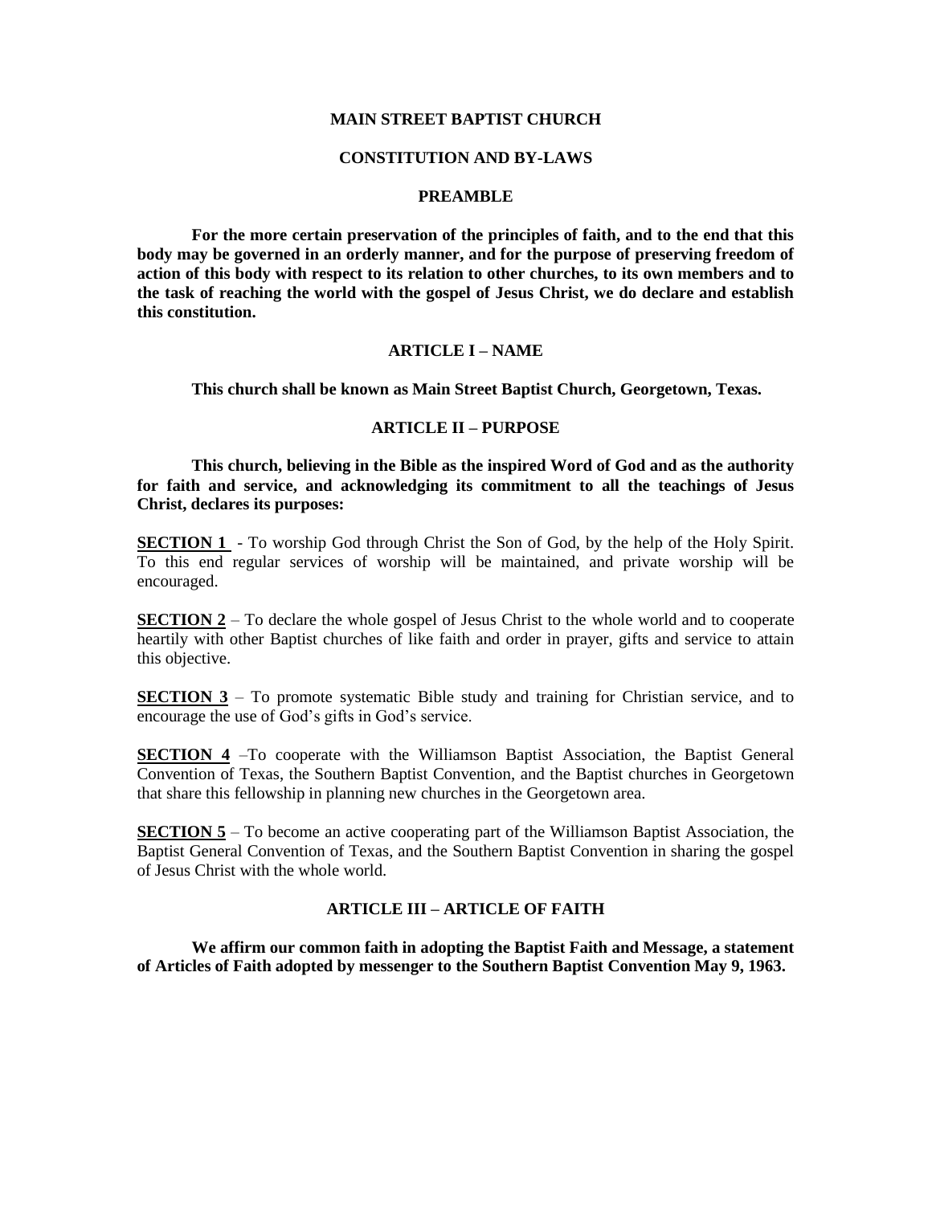# MAIN STREET BAPTIST CHURCH

## CONSTITUTION AND BY-LAWS

### PREAMBLE

**For the more certain preservation of the principles of faith, and to the end that this body may be governed in an orderly manner, and for the purpose of preserving freedom of action of this body with respect to its relation to other churches, to its own members and to the task of reaching the world with the gospel of Jesus Christ, we do declare and establish this constitution.**

### ARTICLE I – NAME

**This church shall be known as Main Street Baptist Church, Georgetown, Texas.**

### ARTICLE II – PURPOSE

**This church, believing in the Bible as the inspired Word of God and as the authority for faith and service, and acknowledging its commitment to all the teachings of Jesus Christ, declares its purposes:**

**SECTION 1** - To worship God through Christ the Son of God, by the help of the Holy Spirit. To this end regular services of worship will be maintained, and private worship will be encouraged.

**SECTION 2** – To declare the whole gospel of Jesus Christ to the whole world and to cooperate heartily with other Baptist churches of like faith and order in prayer, gifts and service to attain this objective.

**SECTION 3** – To promote systematic Bible study and training for Christian service, and to encourage the use of God's gifts in God's service.

**SECTION 4** –To cooperate with the Williamson Baptist Association, the Baptist General Convention of Texas, the Southern Baptist Convention, and the Baptist churches in Georgetown that share this fellowship in planning new churches in the Georgetown area.

**SECTION 5** – To become an active cooperating part of the Williamson Baptist Association, the Baptist General Convention of Texas, and the Southern Baptist Convention in sharing the gospel of Jesus Christ with the whole world.

### ARTICLE III – ARTICLE OF FAITH

**We affirm our common faith in adopting the Baptist Faith and Message, a statement of Articles of Faith adopted by messenger to the Southern Baptist Convention May 9, 1963.**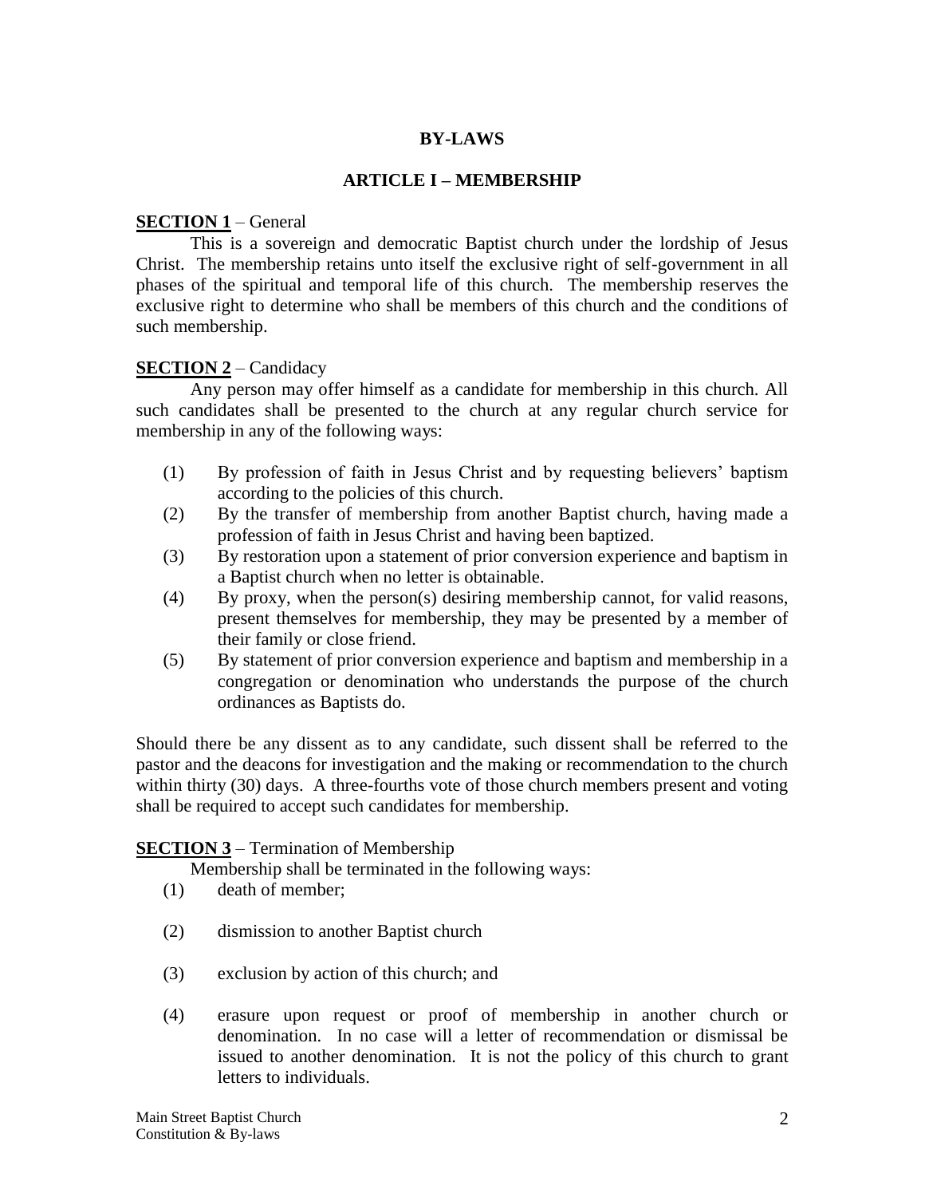# BY-LAWS

## ARTICLE I – MEMBERSHIP

**SECTION 1** – General

This is a sovereign and democratic Baptist church under the lordship of Jesus Christ. The membership retains unto itself the exclusive right of self-government in all phases of the spiritual and temporal life of this church. The membership reserves the exclusive right to determine who shall be members of this church and the conditions of such membership.

**SECTION 2** – Candidacy

Any person may offer himself as a candidate for membership in this church. All such candidates shall be presented to the church at any regular church service for membership in any of the following ways:

(1) By profession of faith in Jesus Christ and by requesting believers' baptism according to the policies of this church.

(2) By the transfer of membership from another Baptist church, having made a profession of faith in Jesus Christ and having been baptized.

(3) By restoration upon a statement of prior conversion experience and baptism in a Baptist church when no letter is obtainable.

(4) By proxy, when the person(s) desiring membership cannot, for valid reasons, present themselves for membership, they may be presented by a member of their family or close friend.

(5) By statement of prior conversion experience and baptism and membership in a congregation or denomination who understands the purpose of the church ordinances as Baptists do.

Should there be any dissent as to any candidate, such dissent shall be referred to the pastor and the deacons for investigation and the making or recommendation to the church within thirty (30) days. A three-fourths vote of those church members present and voting shall be required to accept such candidates for membership.

**SECTION 3** – Termination of Membership

Membership shall be terminated in the following ways:

(1) death of member;

(2) dismission to another Baptist church

(3) exclusion by action of this church; and

(4) erasure upon request or proof of membership in another church or denomination. In no case will a letter of recommendation or dismissal be issued to another denomination. It is not the policy of this church to grant letters to individuals.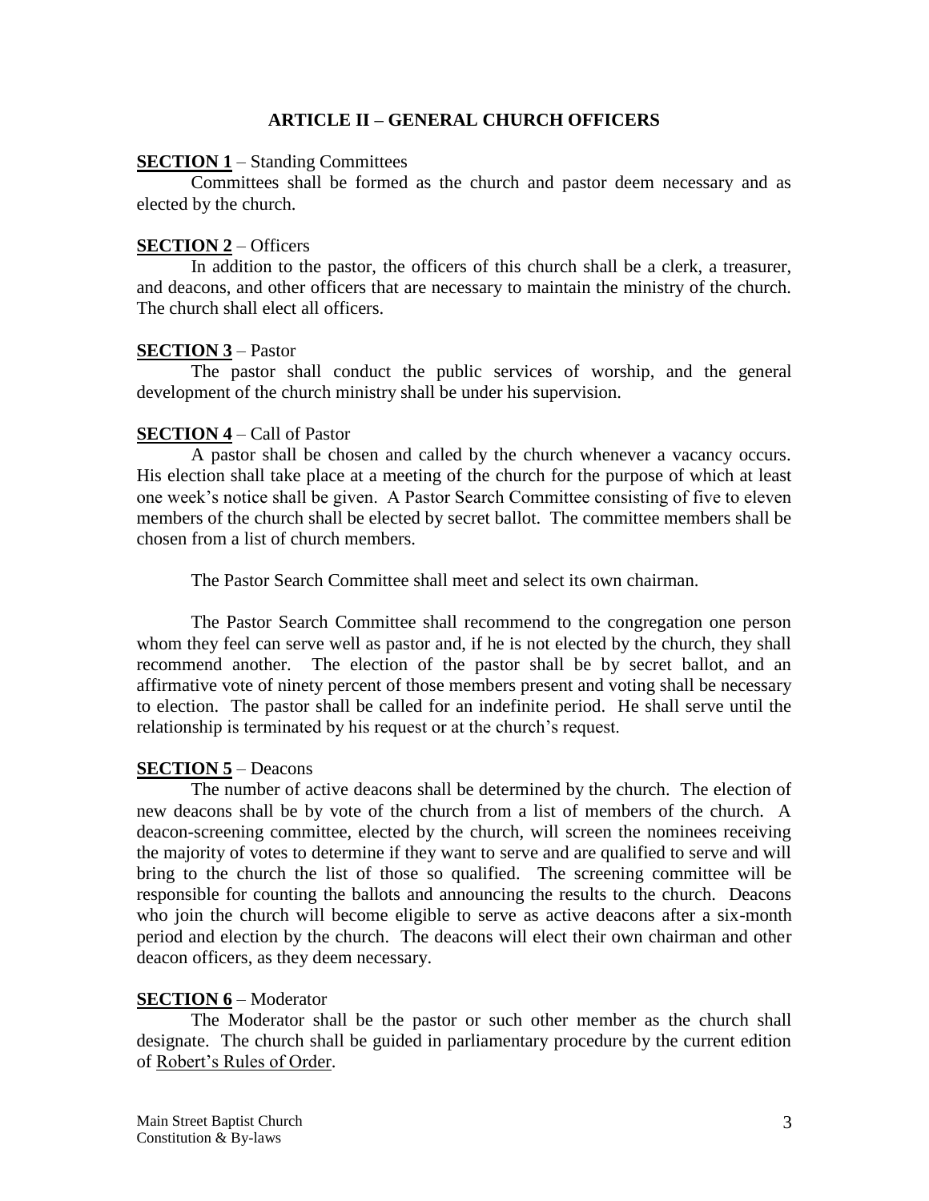## ARTICLE II – GENERAL CHURCH OFFICERS

**SECTION 1** – Standing Committees

Committees shall be formed as the church and pastor deem necessary and as elected by the church.

**SECTION 2** – Officers

In addition to the pastor, the officers of this church shall be a clerk, a treasurer, and deacons, and other officers that are necessary to maintain the ministry of the church. The church shall elect all officers.

**SECTION 3** – Pastor

The pastor shall conduct the public services of worship, and the general development of the church ministry shall be under his supervision.

**SECTION 4** – Call of Pastor

A pastor shall be chosen and called by the church whenever a vacancy occurs. His election shall take place at a meeting of the church for the purpose of which at least one week's notice shall be given. A Pastor Search Committee consisting of five to eleven members of the church shall be elected by secret ballot. The committee members shall be chosen from a list of church members.

The Pastor Search Committee shall meet and select its own chairman.

The Pastor Search Committee shall recommend to the congregation one person whom they feel can serve well as pastor and, if he is not elected by the church, they shall recommend another. The election of the pastor shall be by secret ballot, and an affirmative vote of ninety percent of those members present and voting shall be necessary to election. The pastor shall be called for an indefinite period. He shall serve until the relationship is terminated by his request or at the church's request.

**SECTION 5** – Deacons

The number of active deacons shall be determined by the church. The election of new deacons shall be by vote of the church from a list of members of the church. A deacon-screening committee, elected by the church, will screen the nominees receiving the majority of votes to determine if they want to serve and are qualified to serve and will bring to the church the list of those so qualified. The screening committee will be responsible for counting the ballots and announcing the results to the church. Deacons who join the church will become eligible to serve as active deacons after a six-month period and election by the church. The deacons will elect their own chairman and other deacon officers, as they deem necessary.

**SECTION 6** – Moderator

The Moderator shall be the pastor or such other member as the church shall designate. The church shall be guided in parliamentary procedure by the current edition of Robert's Rules of Order.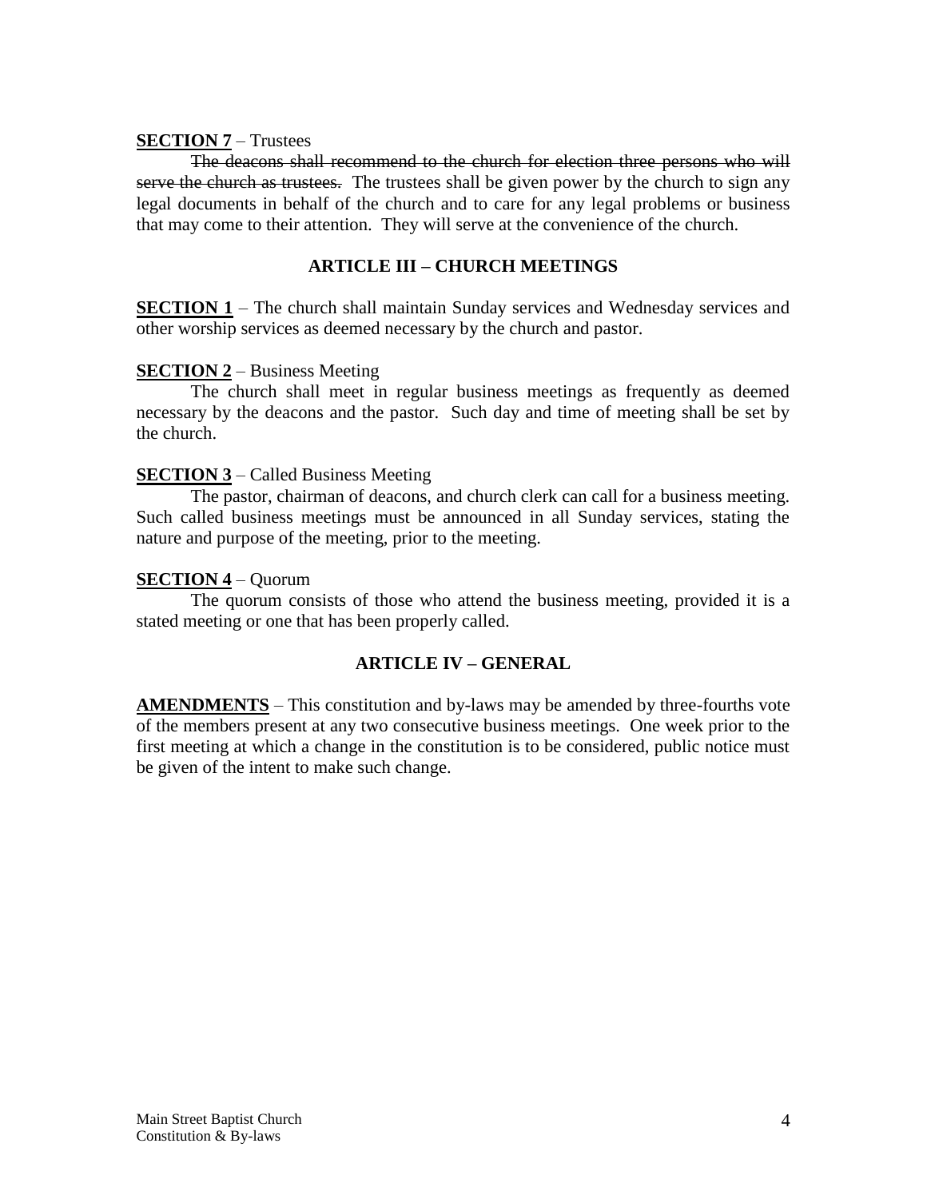**SECTION 7** – Trustees

~~The deacons shall recommend to the church for election three persons who will serve the church as trustees.~~ The trustees shall be given power by the church to sign any legal documents in behalf of the church and to care for any legal problems or business that may come to their attention. They will serve at the convenience of the church.

## ARTICLE III – CHURCH MEETINGS

**SECTION 1** – The church shall maintain Sunday services and Wednesday services and other worship services as deemed necessary by the church and pastor.

**SECTION 2** – Business Meeting

The church shall meet in regular business meetings as frequently as deemed necessary by the deacons and the pastor. Such day and time of meeting shall be set by the church.

**SECTION 3** – Called Business Meeting

The pastor, chairman of deacons, and church clerk can call for a business meeting. Such called business meetings must be announced in all Sunday services, stating the nature and purpose of the meeting, prior to the meeting.

**SECTION 4** – Quorum

The quorum consists of those who attend the business meeting, provided it is a stated meeting or one that has been properly called.

## ARTICLE IV – GENERAL

**AMENDMENTS** – This constitution and by-laws may be amended by three-fourths vote of the members present at any two consecutive business meetings. One week prior to the first meeting at which a change in the constitution is to be considered, public notice must be given of the intent to make such change.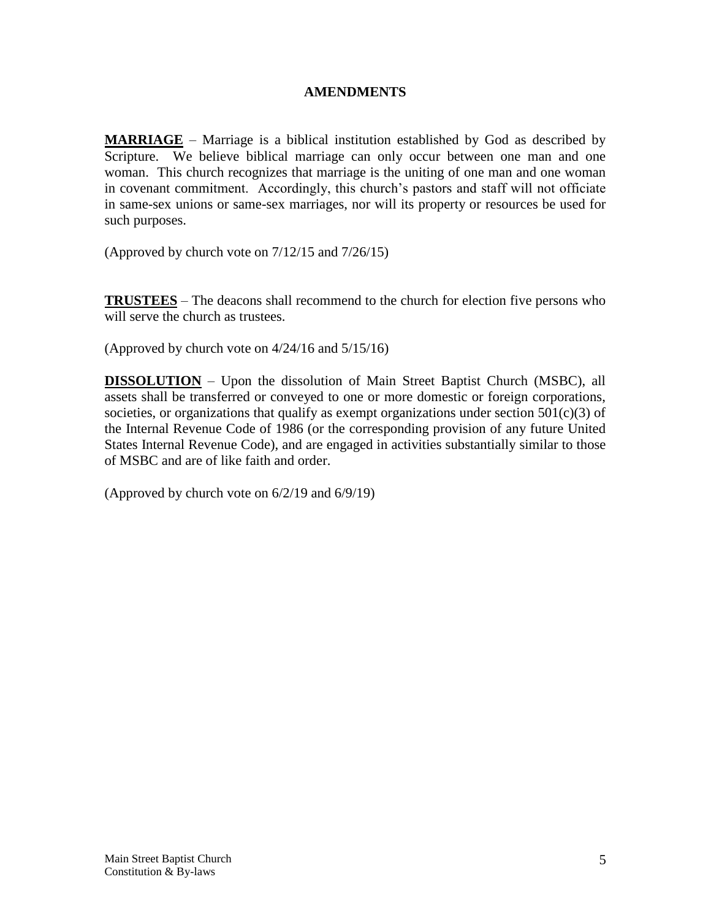# AMENDMENTS

**MARRIAGE** – Marriage is a biblical institution established by God as described by Scripture. We believe biblical marriage can only occur between one man and one woman. This church recognizes that marriage is the uniting of one man and one woman in covenant commitment. Accordingly, this church's pastors and staff will not officiate in same-sex unions or same-sex marriages, nor will its property or resources be used for such purposes.

(Approved by church vote on 7/12/15 and 7/26/15)

**TRUSTEES** – The deacons shall recommend to the church for election five persons who will serve the church as trustees.

(Approved by church vote on 4/24/16 and 5/15/16)

**DISSOLUTION** – Upon the dissolution of Main Street Baptist Church (MSBC), all assets shall be transferred or conveyed to one or more domestic or foreign corporations, societies, or organizations that qualify as exempt organizations under section 501(c)(3) of the Internal Revenue Code of 1986 (or the corresponding provision of any future United States Internal Revenue Code), and are engaged in activities substantially similar to those of MSBC and are of like faith and order.

(Approved by church vote on 6/2/19 and 6/9/19)